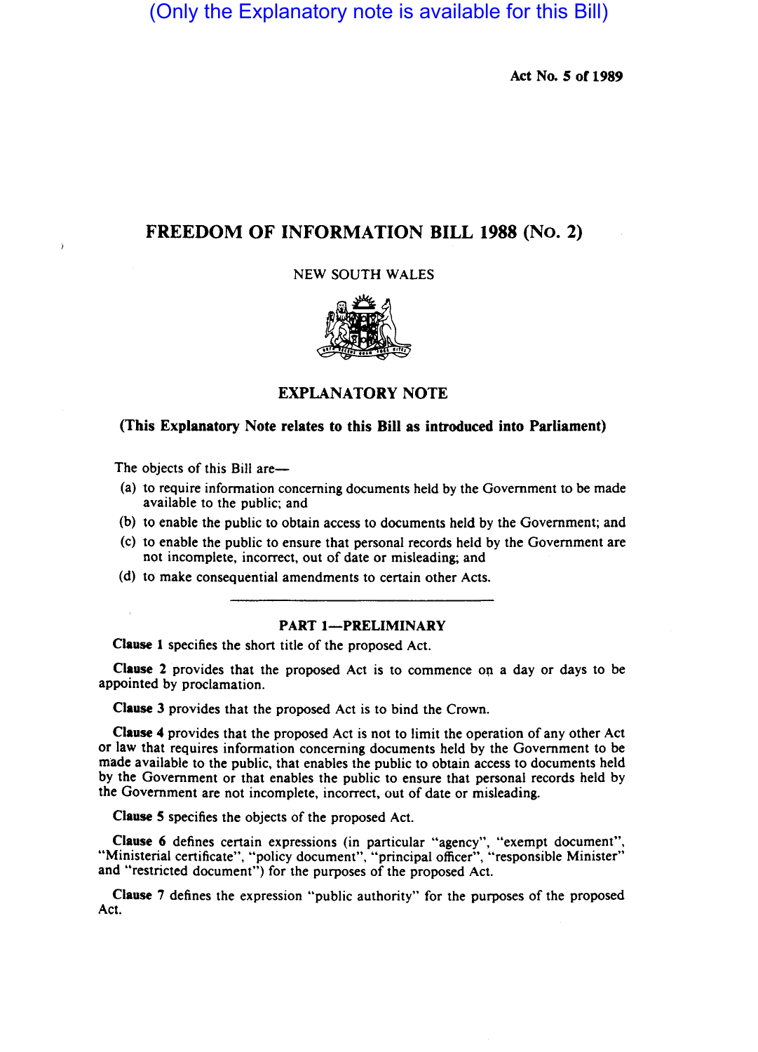(Only the Explanatory note is available for this Bill)

**Act No. 5 of 1989**

# FREEDOM OF INFORMATION BILL 1988 (No. 2)

NEW SOUTH WALES

## EXPLANATORY NOTE

**(This Explanatory Note relates to this Bill as introduced into Parliament)**

The objects of this Bill are—

(a) to require information concerning documents held by the Government to be made available to the public; and

(b) to enable the public to obtain access to documents held by the Government; and

(c) to enable the public to ensure that personal records held by the Government are not incomplete, incorrect, out of date or misleading; and

(d) to make consequential amendments to certain other Acts.

---

### PART 1—PRELIMINARY

**Clause 1** specifies the short title of the proposed Act.

**Clause 2** provides that the proposed Act is to commence on a day or days to be appointed by proclamation.

**Clause 3** provides that the proposed Act is to bind the Crown.

**Clause 4** provides that the proposed Act is not to limit the operation of any other Act or law that requires information concerning documents held by the Government to be made available to the public, that enables the public to obtain access to documents held by the Government or that enables the public to ensure that personal records held by the Government are not incomplete, incorrect, out of date or misleading.

**Clause 5** specifies the objects of the proposed Act.

**Clause 6** defines certain expressions (in particular "agency", "exempt document", "Ministerial certificate", "policy document", "principal officer", "responsible Minister" and "restricted document") for the purposes of the proposed Act.

**Clause 7** defines the expression "public authority" for the purposes of the proposed Act.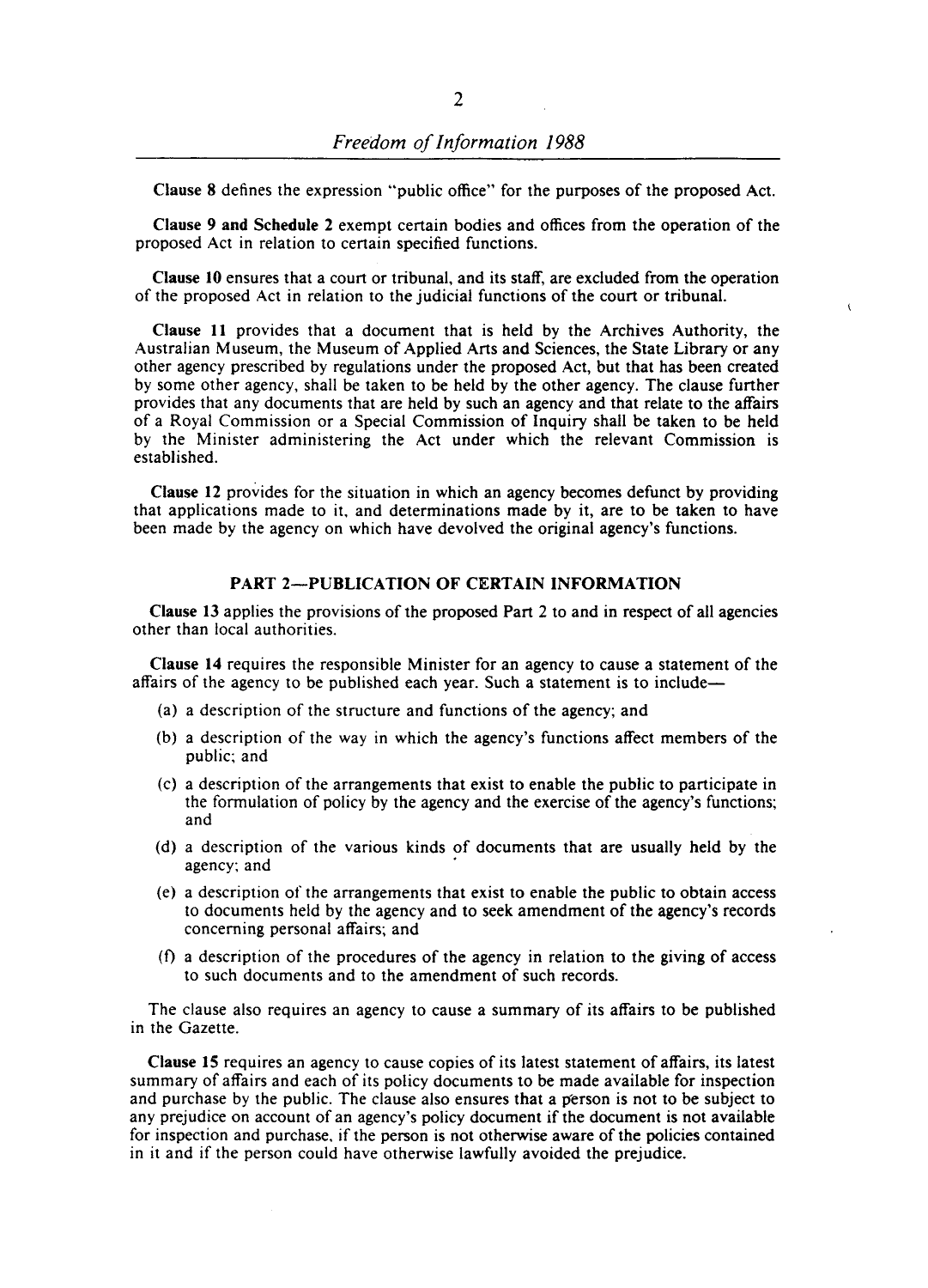**Clause 8** defines the expression "public office" for the purposes of the proposed Act.

**Clause 9 and Schedule 2** exempt certain bodies and offices from the operation of the proposed Act in relation to certain specified functions.

**Clause 10** ensures that a court or tribunal, and its staff, are excluded from the operation of the proposed Act in relation to the judicial functions of the court or tribunal.

**Clause 11** provides that a document that is held by the Archives Authority, the Australian Museum, the Museum of Applied Arts and Sciences, the State Library or any other agency prescribed by regulations under the proposed Act, but that has been created by some other agency, shall be taken to be held by the other agency. The clause further provides that any documents that are held by such an agency and that relate to the affairs of a Royal Commission or a Special Commission of Inquiry shall be taken to be held by the Minister administering the Act under which the relevant Commission is established.

**Clause 12** provides for the situation in which an agency becomes defunct by providing that applications made to it, and determinations made by it, are to be taken to have been made by the agency on which have devolved the original agency's functions.

## PART 2—PUBLICATION OF CERTAIN INFORMATION

**Clause 13** applies the provisions of the proposed Part 2 to and in respect of all agencies other than local authorities.

**Clause 14** requires the responsible Minister for an agency to cause a statement of the affairs of the agency to be published each year. Such a statement is to include—

(a) a description of the structure and functions of the agency; and

(b) a description of the way in which the agency's functions affect members of the public; and

(c) a description of the arrangements that exist to enable the public to participate in the formulation of policy by the agency and the exercise of the agency's functions; and

(d) a description of the various kinds of documents that are usually held by the agency; and

(e) a description of the arrangements that exist to enable the public to obtain access to documents held by the agency and to seek amendment of the agency's records concerning personal affairs; and

(f) a description of the procedures of the agency in relation to the giving of access to such documents and to the amendment of such records.

The clause also requires an agency to cause a summary of its affairs to be published in the Gazette.

**Clause 15** requires an agency to cause copies of its latest statement of affairs, its latest summary of affairs and each of its policy documents to be made available for inspection and purchase by the public. The clause also ensures that a person is not to be subject to any prejudice on account of an agency's policy document if the document is not available for inspection and purchase, if the person is not otherwise aware of the policies contained in it and if the person could have otherwise lawfully avoided the prejudice.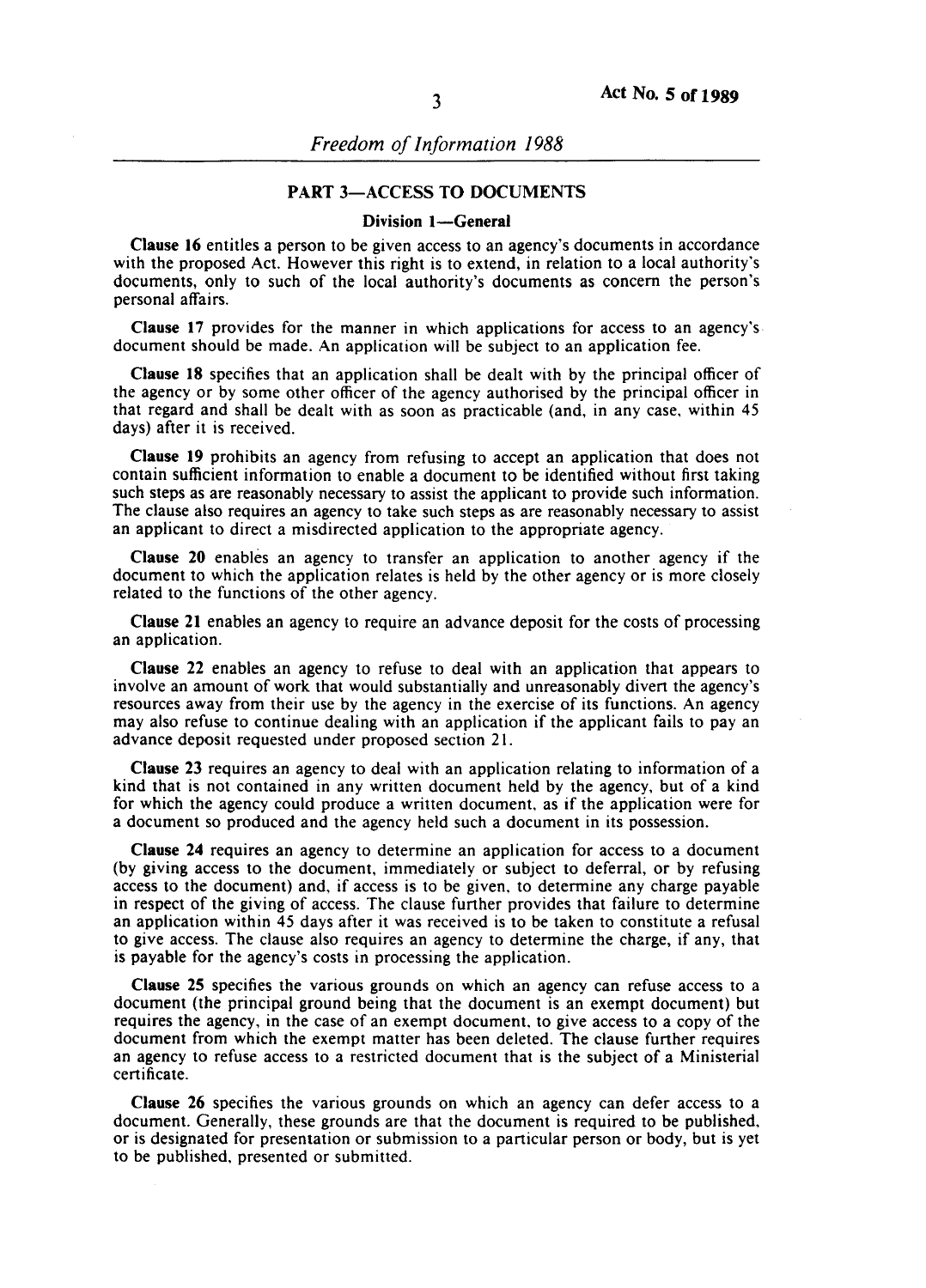## PART 3—ACCESS TO DOCUMENTS

### Division 1—General

**Clause 16** entitles a person to be given access to an agency's documents in accordance with the proposed Act. However this right is to extend, in relation to a local authority's documents, only to such of the local authority's documents as concern the person's personal affairs.

**Clause 17** provides for the manner in which applications for access to an agency's document should be made. An application will be subject to an application fee.

**Clause 18** specifies that an application shall be dealt with by the principal officer of the agency or by some other officer of the agency authorised by the principal officer in that regard and shall be dealt with as soon as practicable (and, in any case, within 45 days) after it is received.

**Clause 19** prohibits an agency from refusing to accept an application that does not contain sufficient information to enable a document to be identified without first taking such steps as are reasonably necessary to assist the applicant to provide such information. The clause also requires an agency to take such steps as are reasonably necessary to assist an applicant to direct a misdirected application to the appropriate agency.

**Clause 20** enables an agency to transfer an application to another agency if the document to which the application relates is held by the other agency or is more closely related to the functions of the other agency.

**Clause 21** enables an agency to require an advance deposit for the costs of processing an application.

**Clause 22** enables an agency to refuse to deal with an application that appears to involve an amount of work that would substantially and unreasonably divert the agency's resources away from their use by the agency in the exercise of its functions. An agency may also refuse to continue dealing with an application if the applicant fails to pay an advance deposit requested under proposed section 21.

**Clause 23** requires an agency to deal with an application relating to information of a kind that is not contained in any written document held by the agency, but of a kind for which the agency could produce a written document, as if the application were for a document so produced and the agency held such a document in its possession.

**Clause 24** requires an agency to determine an application for access to a document (by giving access to the document, immediately or subject to deferral, or by refusing access to the document) and, if access is to be given, to determine any charge payable in respect of the giving of access. The clause further provides that failure to determine an application within 45 days after it was received is to be taken to constitute a refusal to give access. The clause also requires an agency to determine the charge, if any, that is payable for the agency's costs in processing the application.

**Clause 25** specifies the various grounds on which an agency can refuse access to a document (the principal ground being that the document is an exempt document) but requires the agency, in the case of an exempt document, to give access to a copy of the document from which the exempt matter has been deleted. The clause further requires an agency to refuse access to a restricted document that is the subject of a Ministerial certificate.

**Clause 26** specifies the various grounds on which an agency can defer access to a document. Generally, these grounds are that the document is required to be published, or is designated for presentation or submission to a particular person or body, but is yet to be published, presented or submitted.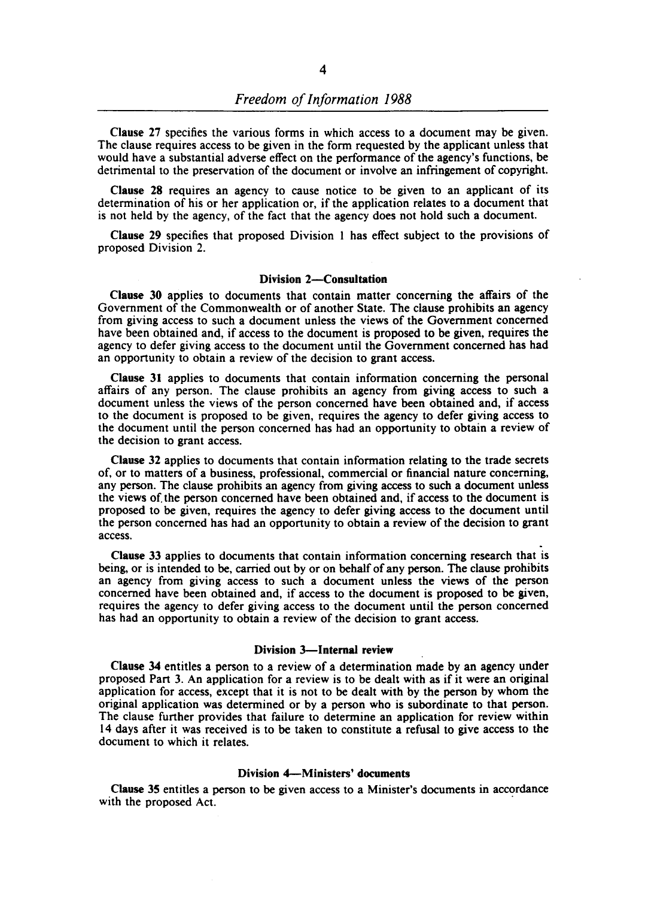**Clause 27** specifies the various forms in which access to a document may be given. The clause requires access to be given in the form requested by the applicant unless that would have a substantial adverse effect on the performance of the agency's functions, be detrimental to the preservation of the document or involve an infringement of copyright.

**Clause 28** requires an agency to cause notice to be given to an applicant of its determination of his or her application or, if the application relates to a document that is not held by the agency, of the fact that the agency does not hold such a document.

**Clause 29** specifies that proposed Division 1 has effect subject to the provisions of proposed Division 2.

### Division 2—Consultation

**Clause 30** applies to documents that contain matter concerning the affairs of the Government of the Commonwealth or of another State. The clause prohibits an agency from giving access to such a document unless the views of the Government concerned have been obtained and, if access to the document is proposed to be given, requires the agency to defer giving access to the document until the Government concerned has had an opportunity to obtain a review of the decision to grant access.

**Clause 31** applies to documents that contain information concerning the personal affairs of any person. The clause prohibits an agency from giving access to such a document unless the views of the person concerned have been obtained and, if access to the document is proposed to be given, requires the agency to defer giving access to the document until the person concerned has had an opportunity to obtain a review of the decision to grant access.

**Clause 32** applies to documents that contain information relating to the trade secrets of, or to matters of a business, professional, commercial or financial nature concerning, any person. The clause prohibits an agency from giving access to such a document unless the views of the person concerned have been obtained and, if access to the document is proposed to be given, requires the agency to defer giving access to the document until the person concerned has had an opportunity to obtain a review of the decision to grant access.

**Clause 33** applies to documents that contain information concerning research that is being, or is intended to be, carried out by or on behalf of any person. The clause prohibits an agency from giving access to such a document unless the views of the person concerned have been obtained and, if access to the document is proposed to be given, requires the agency to defer giving access to the document until the person concerned has had an opportunity to obtain a review of the decision to grant access.

### Division 3—Internal review

**Clause 34** entitles a person to a review of a determination made by an agency under proposed Part 3. An application for a review is to be dealt with as if it were an original application for access, except that it is not to be dealt with by the person by whom the original application was determined or by a person who is subordinate to that person. The clause further provides that failure to determine an application for review within 14 days after it was received is to be taken to constitute a refusal to give access to the document to which it relates.

### Division 4—Ministers' documents

**Clause 35** entitles a person to be given access to a Minister's documents in accordance with the proposed Act.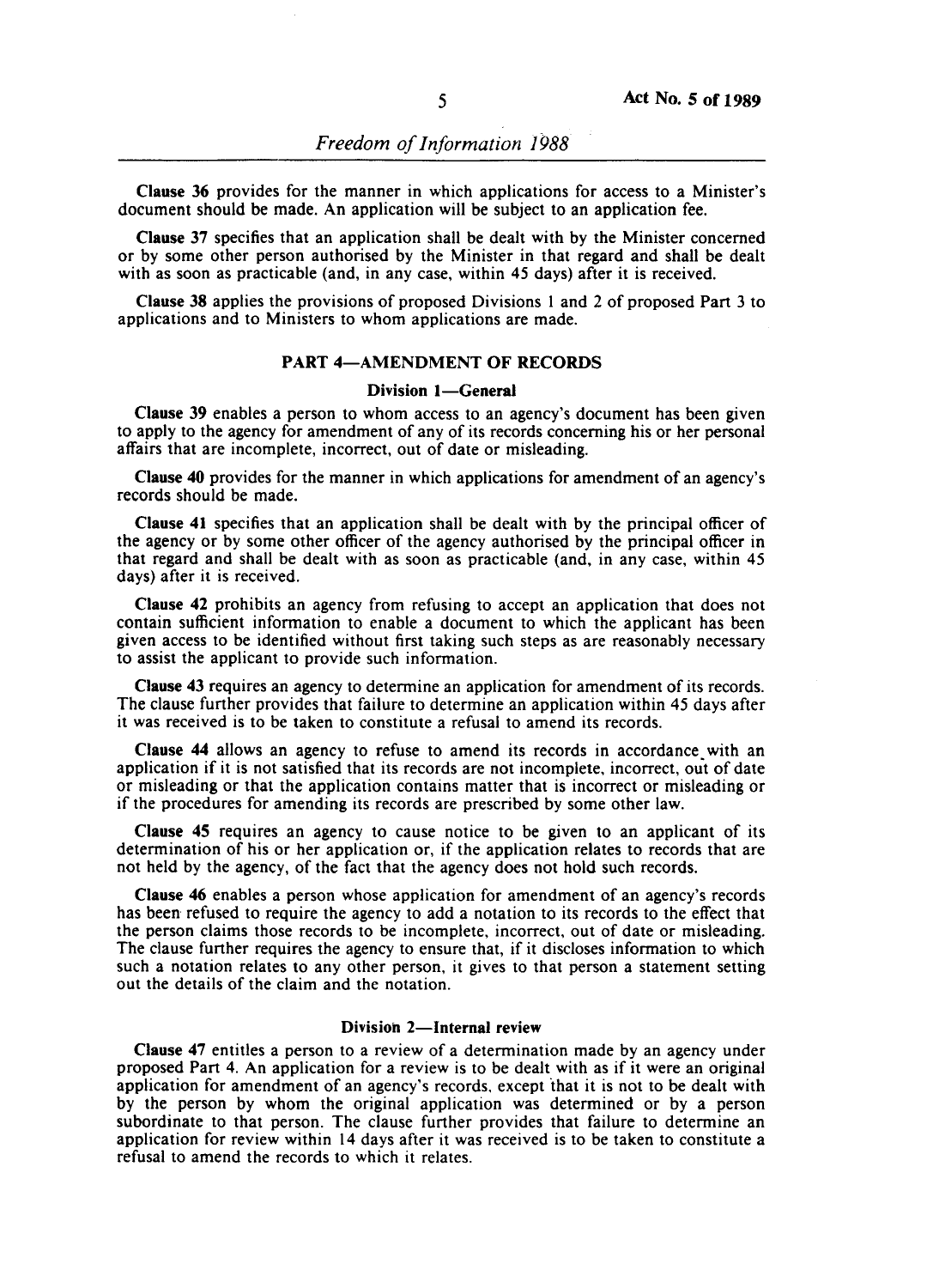**Clause 36** provides for the manner in which applications for access to a Minister's document should be made. An application will be subject to an application fee.

**Clause 37** specifies that an application shall be dealt with by the Minister concerned or by some other person authorised by the Minister in that regard and shall be dealt with as soon as practicable (and, in any case, within 45 days) after it is received.

**Clause 38** applies the provisions of proposed Divisions 1 and 2 of proposed Part 3 to applications and to Ministers to whom applications are made.

## PART 4—AMENDMENT OF RECORDS

### Division 1—General

**Clause 39** enables a person to whom access to an agency's document has been given to apply to the agency for amendment of any of its records concerning his or her personal affairs that are incomplete, incorrect, out of date or misleading.

**Clause 40** provides for the manner in which applications for amendment of an agency's records should be made.

**Clause 41** specifies that an application shall be dealt with by the principal officer of the agency or by some other officer of the agency authorised by the principal officer in that regard and shall be dealt with as soon as practicable (and, in any case, within 45 days) after it is received.

**Clause 42** prohibits an agency from refusing to accept an application that does not contain sufficient information to enable a document to which the applicant has been given access to be identified without first taking such steps as are reasonably necessary to assist the applicant to provide such information.

**Clause 43** requires an agency to determine an application for amendment of its records. The clause further provides that failure to determine an application within 45 days after it was received is to be taken to constitute a refusal to amend its records.

**Clause 44** allows an agency to refuse to amend its records in accordance with an application if it is not satisfied that its records are not incomplete, incorrect, out of date or misleading or that the application contains matter that is incorrect or misleading or if the procedures for amending its records are prescribed by some other law.

**Clause 45** requires an agency to cause notice to be given to an applicant of its determination of his or her application or, if the application relates to records that are not held by the agency, of the fact that the agency does not hold such records.

**Clause 46** enables a person whose application for amendment of an agency's records has been refused to require the agency to add a notation to its records to the effect that the person claims those records to be incomplete, incorrect, out of date or misleading. The clause further requires the agency to ensure that, if it discloses information to which such a notation relates to any other person, it gives to that person a statement setting out the details of the claim and the notation.

### Division 2—Internal review

**Clause 47** entitles a person to a review of a determination made by an agency under proposed Part 4. An application for a review is to be dealt with as if it were an original application for amendment of an agency's records, except that it is not to be dealt with by the person by whom the original application was determined or by a person subordinate to that person. The clause further provides that failure to determine an application for review within 14 days after it was received is to be taken to constitute a refusal to amend the records to which it relates.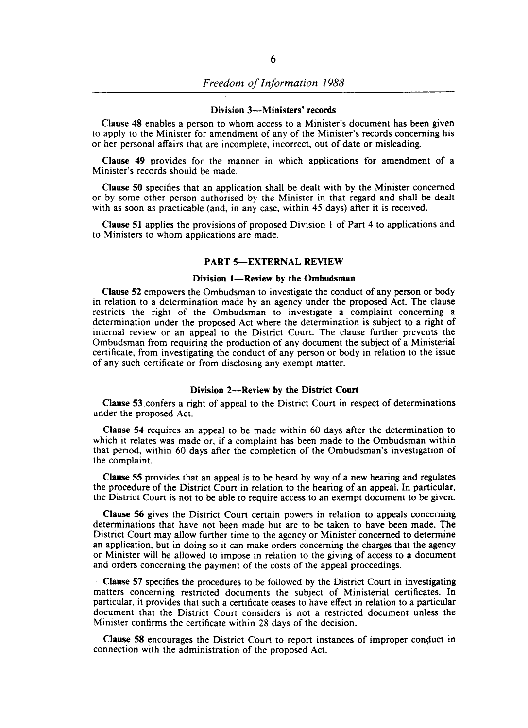### Division 3—Ministers' records

**Clause 48** enables a person to whom access to a Minister's document has been given to apply to the Minister for amendment of any of the Minister's records concerning his or her personal affairs that are incomplete, incorrect, out of date or misleading.

**Clause 49** provides for the manner in which applications for amendment of a Minister's records should be made.

**Clause 50** specifies that an application shall be dealt with by the Minister concerned or by some other person authorised by the Minister in that regard and shall be dealt with as soon as practicable (and, in any case, within 45 days) after it is received.

**Clause 51** applies the provisions of proposed Division 1 of Part 4 to applications and to Ministers to whom applications are made.

## PART 5—EXTERNAL REVIEW

### Division 1—Review by the Ombudsman

**Clause 52** empowers the Ombudsman to investigate the conduct of any person or body in relation to a determination made by an agency under the proposed Act. The clause restricts the right of the Ombudsman to investigate a complaint concerning a determination under the proposed Act where the determination is subject to a right of internal review or an appeal to the District Court. The clause further prevents the Ombudsman from requiring the production of any document the subject of a Ministerial certificate, from investigating the conduct of any person or body in relation to the issue of any such certificate or from disclosing any exempt matter.

### Division 2—Review by the District Court

**Clause 53** confers a right of appeal to the District Court in respect of determinations under the proposed Act.

**Clause 54** requires an appeal to be made within 60 days after the determination to which it relates was made or, if a complaint has been made to the Ombudsman within that period, within 60 days after the completion of the Ombudsman's investigation of the complaint.

**Clause 55** provides that an appeal is to be heard by way of a new hearing and regulates the procedure of the District Court in relation to the hearing of an appeal. In particular, the District Court is not to be able to require access to an exempt document to be given.

**Clause 56** gives the District Court certain powers in relation to appeals concerning determinations that have not been made but are to be taken to have been made. The District Court may allow further time to the agency or Minister concerned to determine an application, but in doing so it can make orders concerning the charges that the agency or Minister will be allowed to impose in relation to the giving of access to a document and orders concerning the payment of the costs of the appeal proceedings.

**Clause 57** specifies the procedures to be followed by the District Court in investigating matters concerning restricted documents the subject of Ministerial certificates. In particular, it provides that such a certificate ceases to have effect in relation to a particular document that the District Court considers is not a restricted document unless the Minister confirms the certificate within 28 days of the decision.

**Clause 58** encourages the District Court to report instances of improper conduct in connection with the administration of the proposed Act.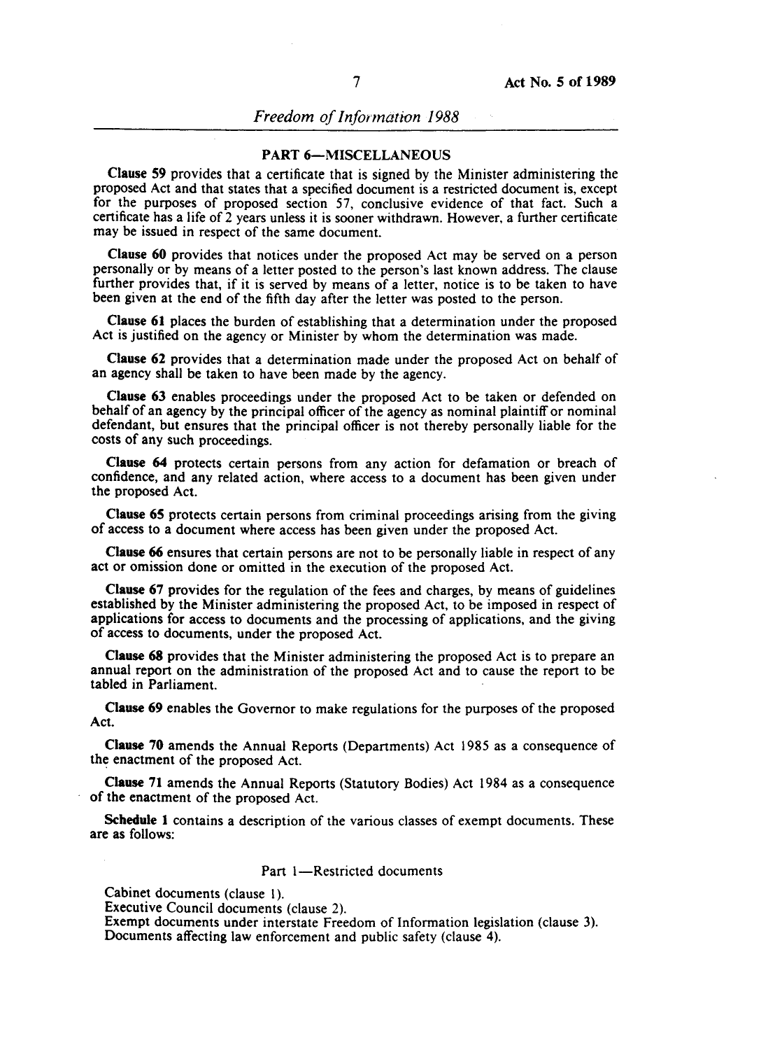## PART 6—MISCELLANEOUS

**Clause 59** provides that a certificate that is signed by the Minister administering the proposed Act and that states that a specified document is a restricted document is, except for the purposes of proposed section 57, conclusive evidence of that fact. Such a certificate has a life of 2 years unless it is sooner withdrawn. However, a further certificate may be issued in respect of the same document.

**Clause 60** provides that notices under the proposed Act may be served on a person personally or by means of a letter posted to the person's last known address. The clause further provides that, if it is served by means of a letter, notice is to be taken to have been given at the end of the fifth day after the letter was posted to the person.

**Clause 61** places the burden of establishing that a determination under the proposed Act is justified on the agency or Minister by whom the determination was made.

**Clause 62** provides that a determination made under the proposed Act on behalf of an agency shall be taken to have been made by the agency.

**Clause 63** enables proceedings under the proposed Act to be taken or defended on behalf of an agency by the principal officer of the agency as nominal plaintiff or nominal defendant, but ensures that the principal officer is not thereby personally liable for the costs of any such proceedings.

**Clause 64** protects certain persons from any action for defamation or breach of confidence, and any related action, where access to a document has been given under the proposed Act.

**Clause 65** protects certain persons from criminal proceedings arising from the giving of access to a document where access has been given under the proposed Act.

**Clause 66** ensures that certain persons are not to be personally liable in respect of any act or omission done or omitted in the execution of the proposed Act.

**Clause 67** provides for the regulation of the fees and charges, by means of guidelines established by the Minister administering the proposed Act, to be imposed in respect of applications for access to documents and the processing of applications, and the giving of access to documents, under the proposed Act.

**Clause 68** provides that the Minister administering the proposed Act is to prepare an annual report on the administration of the proposed Act and to cause the report to be tabled in Parliament.

**Clause 69** enables the Governor to make regulations for the purposes of the proposed Act.

**Clause 70** amends the Annual Reports (Departments) Act 1985 as a consequence of the enactment of the proposed Act.

**Clause 71** amends the Annual Reports (Statutory Bodies) Act 1984 as a consequence of the enactment of the proposed Act.

**Schedule 1** contains a description of the various classes of exempt documents. These are as follows:

Part 1—Restricted documents

Cabinet documents (clause 1).
Executive Council documents (clause 2).
Exempt documents under interstate Freedom of Information legislation (clause 3).
Documents affecting law enforcement and public safety (clause 4).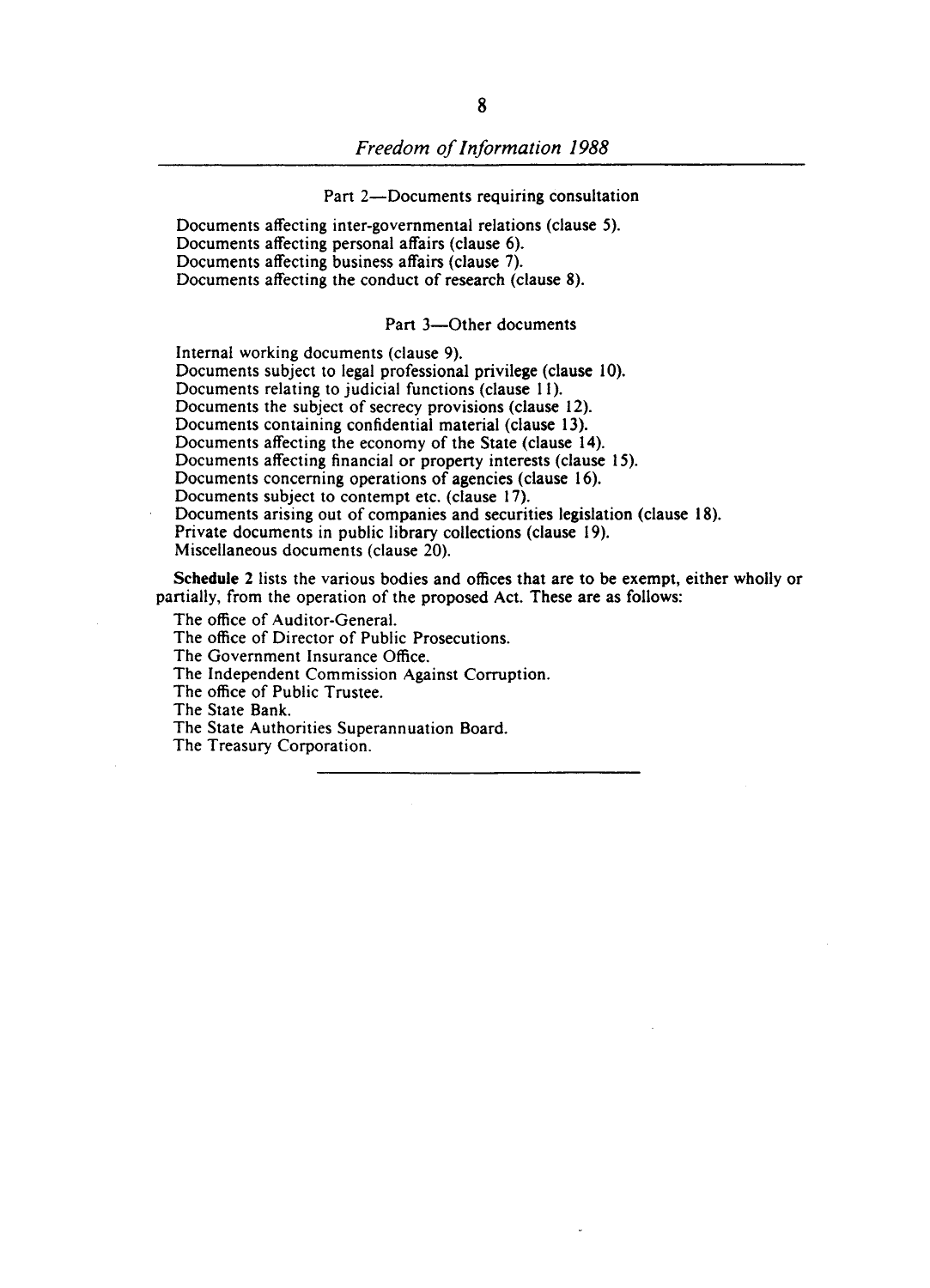Part 2—Documents requiring consultation

Documents affecting inter-governmental relations (clause 5).
Documents affecting personal affairs (clause 6).
Documents affecting business affairs (clause 7).
Documents affecting the conduct of research (clause 8).

Part 3—Other documents

Internal working documents (clause 9).
Documents subject to legal professional privilege (clause 10).
Documents relating to judicial functions (clause 11).
Documents the subject of secrecy provisions (clause 12).
Documents containing confidential material (clause 13).
Documents affecting the economy of the State (clause 14).
Documents affecting financial or property interests (clause 15).
Documents concerning operations of agencies (clause 16).
Documents subject to contempt etc. (clause 17).
Documents arising out of companies and securities legislation (clause 18).
Private documents in public library collections (clause 19).
Miscellaneous documents (clause 20).

**Schedule 2** lists the various bodies and offices that are to be exempt, either wholly or partially, from the operation of the proposed Act. These are as follows:

The office of Auditor-General.
The office of Director of Public Prosecutions.
The Government Insurance Office.
The Independent Commission Against Corruption.
The office of Public Trustee.
The State Bank.
The State Authorities Superannuation Board.
The Treasury Corporation.